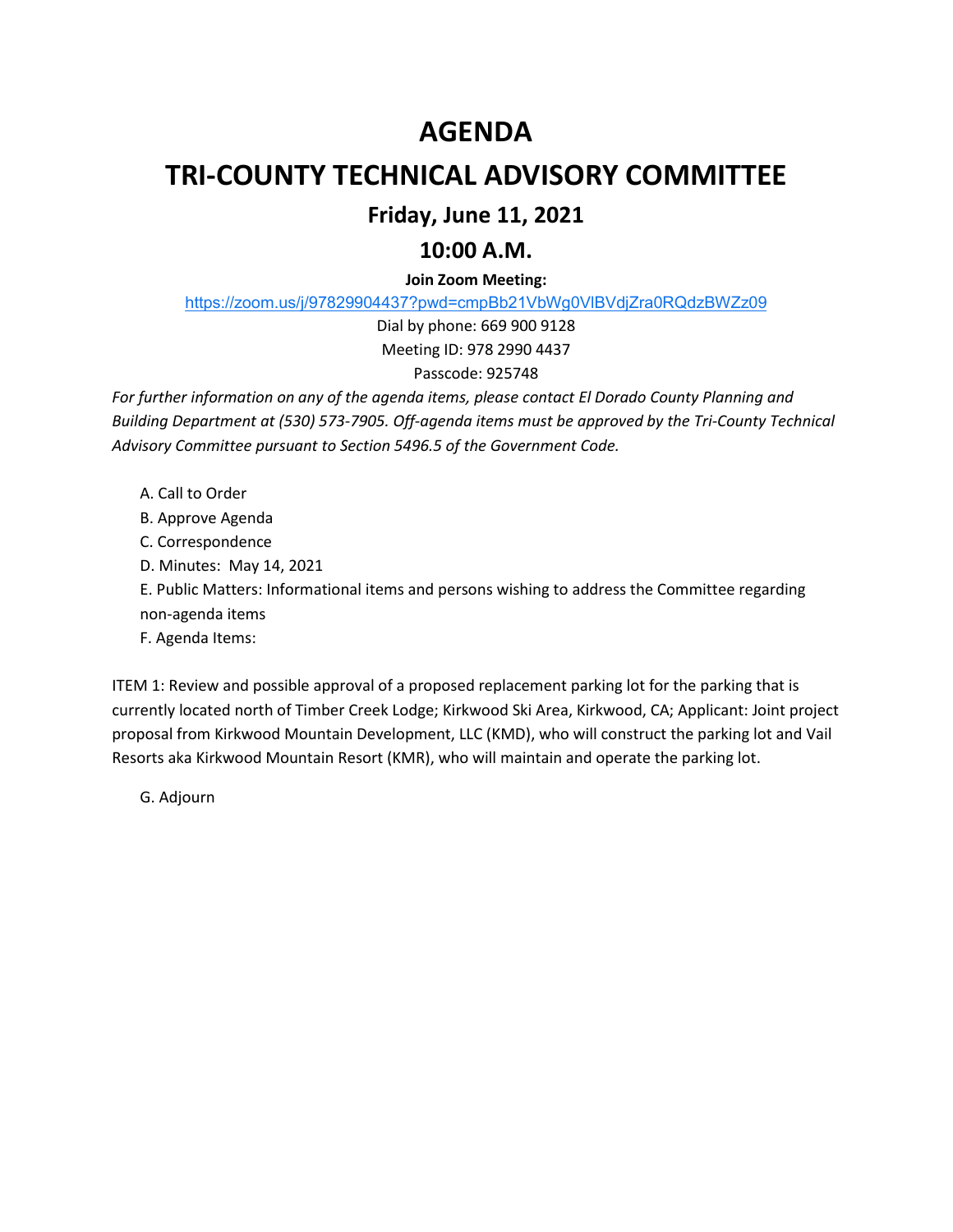# AGENDA

# TRI-COUNTY TECHNICAL ADVISORY COMMITTEE

## Friday, June 11, 2021

## 10:00 A.M.

**Join Zoom Meeting:**

https://zoom.us/j/97829904437?pwd=cmpBb21VbWg0VlBVdjZra0RQdzBWZz09

Dial by phone: 669 900 9128

Meeting ID: 978 2990 4437

Passcode: 925748

*For further information on any of the agenda items, please contact El Dorado County Planning and Building Department at (530) 573-7905. Off-agenda items must be approved by the Tri-County Technical Advisory Committee pursuant to Section 5496.5 of the Government Code.*

A. Call to Order

B. Approve Agenda

C. Correspondence

D. Minutes: May 14, 2021

E. Public Matters: Informational items and persons wishing to address the Committee regarding non-agenda items

F. Agenda Items:

ITEM 1: Review and possible approval of a proposed replacement parking lot for the parking that is currently located north of Timber Creek Lodge; Kirkwood Ski Area, Kirkwood, CA; Applicant: Joint project proposal from Kirkwood Mountain Development, LLC (KMD), who will construct the parking lot and Vail Resorts aka Kirkwood Mountain Resort (KMR), who will maintain and operate the parking lot.

G. Adjourn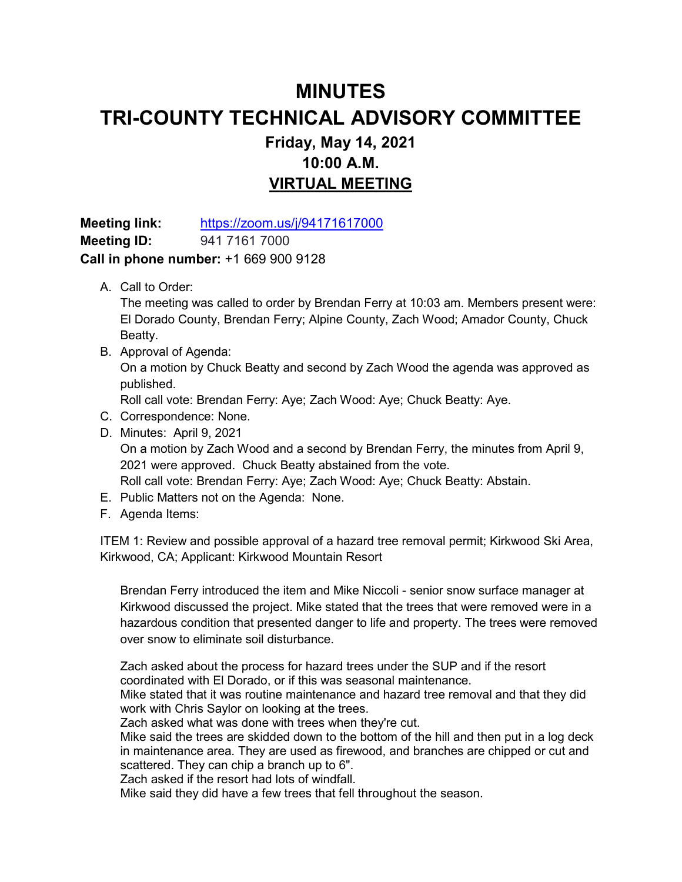# MINUTES
# TRI-COUNTY TECHNICAL ADVISORY COMMITTEE

## Friday, May 14, 2021
## 10:00 A.M.
## VIRTUAL MEETING

**Meeting link:** https://zoom.us/j/94171617000
**Meeting ID:** 941 7161 7000
**Call in phone number:** +1 669 900 9128

A. Call to Order:
   The meeting was called to order by Brendan Ferry at 10:03 am. Members present were: El Dorado County, Brendan Ferry; Alpine County, Zach Wood; Amador County, Chuck Beatty.
B. Approval of Agenda:
   On a motion by Chuck Beatty and second by Zach Wood the agenda was approved as published.
   Roll call vote: Brendan Ferry: Aye; Zach Wood: Aye; Chuck Beatty: Aye.
C. Correspondence: None.
D. Minutes: April 9, 2021
   On a motion by Zach Wood and a second by Brendan Ferry, the minutes from April 9, 2021 were approved. Chuck Beatty abstained from the vote.
   Roll call vote: Brendan Ferry: Aye; Zach Wood: Aye; Chuck Beatty: Abstain.
E. Public Matters not on the Agenda: None.
F. Agenda Items:

ITEM 1: Review and possible approval of a hazard tree removal permit; Kirkwood Ski Area, Kirkwood, CA; Applicant: Kirkwood Mountain Resort

Brendan Ferry introduced the item and Mike Niccoli - senior snow surface manager at Kirkwood discussed the project. Mike stated that the trees that were removed were in a hazardous condition that presented danger to life and property. The trees were removed over snow to eliminate soil disturbance.

Zach asked about the process for hazard trees under the SUP and if the resort coordinated with El Dorado, or if this was seasonal maintenance.
Mike stated that it was routine maintenance and hazard tree removal and that they did work with Chris Saylor on looking at the trees.
Zach asked what was done with trees when they're cut.
Mike said the trees are skidded down to the bottom of the hill and then put in a log deck in maintenance area. They are used as firewood, and branches are chipped or cut and scattered. They can chip a branch up to 6".
Zach asked if the resort had lots of windfall.
Mike said they did have a few trees that fell throughout the season.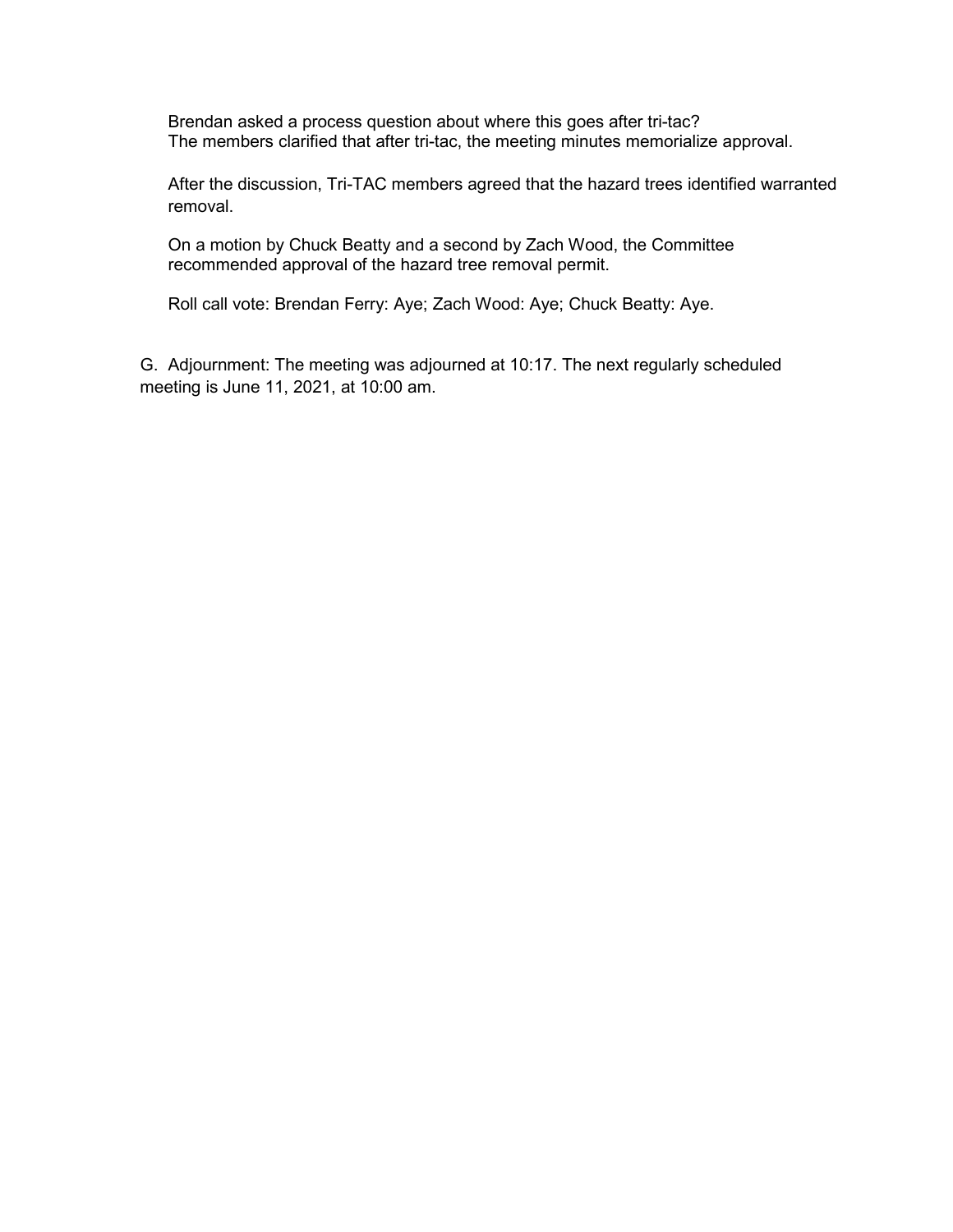Brendan asked a process question about where this goes after tri-tac?
The members clarified that after tri-tac, the meeting minutes memorialize approval.

After the discussion, Tri-TAC members agreed that the hazard trees identified warranted removal.

On a motion by Chuck Beatty and a second by Zach Wood, the Committee recommended approval of the hazard tree removal permit.

Roll call vote: Brendan Ferry: Aye; Zach Wood: Aye; Chuck Beatty: Aye.

G. Adjournment: The meeting was adjourned at 10:17. The next regularly scheduled meeting is June 11, 2021, at 10:00 am.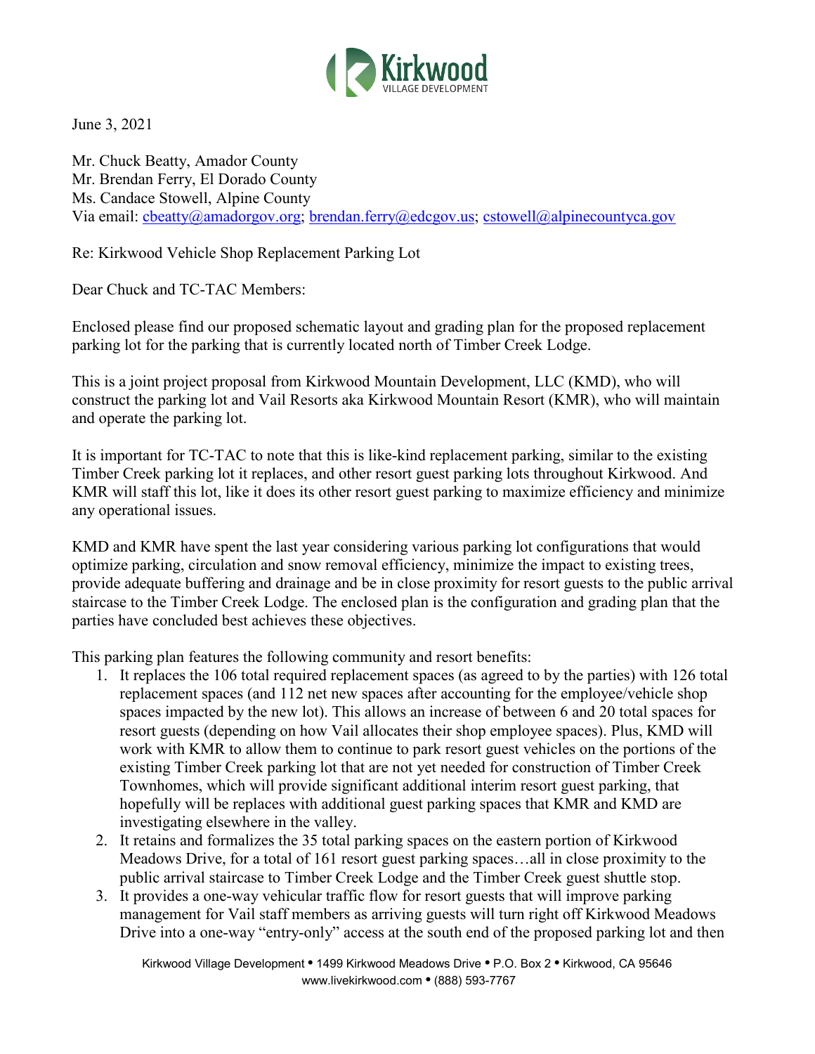June 3, 2021

Mr. Chuck Beatty, Amador County
Mr. Brendan Ferry, El Dorado County
Ms. Candace Stowell, Alpine County
Via email: cbeatty@amadorgov.org; brendan.ferry@edcgov.us; cstowell@alpinecountyca.gov

Re: Kirkwood Vehicle Shop Replacement Parking Lot

Dear Chuck and TC-TAC Members:

Enclosed please find our proposed schematic layout and grading plan for the proposed replacement parking lot for the parking that is currently located north of Timber Creek Lodge.

This is a joint project proposal from Kirkwood Mountain Development, LLC (KMD), who will construct the parking lot and Vail Resorts aka Kirkwood Mountain Resort (KMR), who will maintain and operate the parking lot.

It is important for TC-TAC to note that this is like-kind replacement parking, similar to the existing Timber Creek parking lot it replaces, and other resort guest parking lots throughout Kirkwood. And KMR will staff this lot, like it does its other resort guest parking to maximize efficiency and minimize any operational issues.

KMD and KMR have spent the last year considering various parking lot configurations that would optimize parking, circulation and snow removal efficiency, minimize the impact to existing trees, provide adequate buffering and drainage and be in close proximity for resort guests to the public arrival staircase to the Timber Creek Lodge. The enclosed plan is the configuration and grading plan that the parties have concluded best achieves these objectives.

This parking plan features the following community and resort benefits:

1. It replaces the 106 total required replacement spaces (as agreed to by the parties) with 126 total replacement spaces (and 112 net new spaces after accounting for the employee/vehicle shop spaces impacted by the new lot). This allows an increase of between 6 and 20 total spaces for resort guests (depending on how Vail allocates their shop employee spaces). Plus, KMD will work with KMR to allow them to continue to park resort guest vehicles on the portions of the existing Timber Creek parking lot that are not yet needed for construction of Timber Creek Townhomes, which will provide significant additional interim resort guest parking, that hopefully will be replaces with additional guest parking spaces that KMR and KMD are investigating elsewhere in the valley.
2. It retains and formalizes the 35 total parking spaces on the eastern portion of Kirkwood Meadows Drive, for a total of 161 resort guest parking spaces…all in close proximity to the public arrival staircase to Timber Creek Lodge and the Timber Creek guest shuttle stop.
3. It provides a one-way vehicular traffic flow for resort guests that will improve parking management for Vail staff members as arriving guests will turn right off Kirkwood Meadows Drive into a one-way "entry-only" access at the south end of the proposed parking lot and then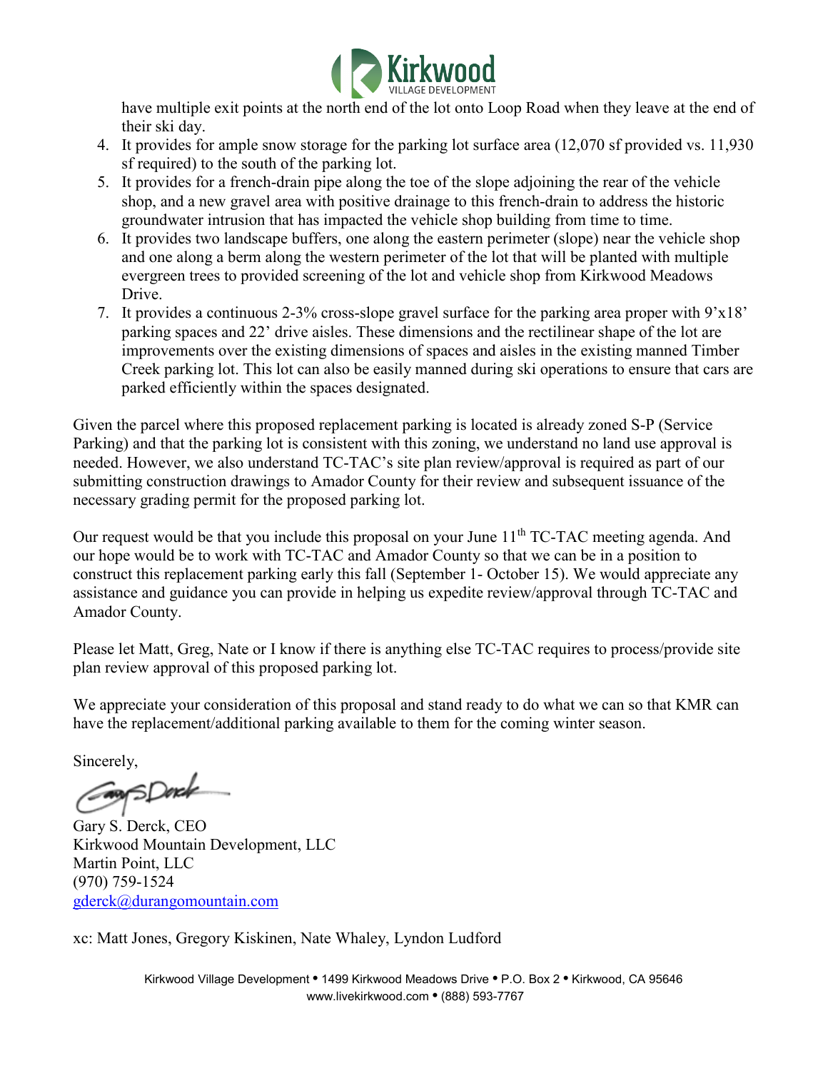have multiple exit points at the north end of the lot onto Loop Road when they leave at the end of their ski day.

4. It provides for ample snow storage for the parking lot surface area (12,070 sf provided vs. 11,930 sf required) to the south of the parking lot.
5. It provides for a french-drain pipe along the toe of the slope adjoining the rear of the vehicle shop, and a new gravel area with positive drainage to this french-drain to address the historic groundwater intrusion that has impacted the vehicle shop building from time to time.
6. It provides two landscape buffers, one along the eastern perimeter (slope) near the vehicle shop and one along a berm along the western perimeter of the lot that will be planted with multiple evergreen trees to provided screening of the lot and vehicle shop from Kirkwood Meadows Drive.
7. It provides a continuous 2-3% cross-slope gravel surface for the parking area proper with 9'x18' parking spaces and 22' drive aisles. These dimensions and the rectilinear shape of the lot are improvements over the existing dimensions of spaces and aisles in the existing manned Timber Creek parking lot. This lot can also be easily manned during ski operations to ensure that cars are parked efficiently within the spaces designated.

Given the parcel where this proposed replacement parking is located is already zoned S-P (Service Parking) and that the parking lot is consistent with this zoning, we understand no land use approval is needed. However, we also understand TC-TAC's site plan review/approval is required as part of our submitting construction drawings to Amador County for their review and subsequent issuance of the necessary grading permit for the proposed parking lot.

Our request would be that you include this proposal on your June 11th TC-TAC meeting agenda. And our hope would be to work with TC-TAC and Amador County so that we can be in a position to construct this replacement parking early this fall (September 1- October 15). We would appreciate any assistance and guidance you can provide in helping us expedite review/approval through TC-TAC and Amador County.

Please let Matt, Greg, Nate or I know if there is anything else TC-TAC requires to process/provide site plan review approval of this proposed parking lot.

We appreciate your consideration of this proposal and stand ready to do what we can so that KMR can have the replacement/additional parking available to them for the coming winter season.

Sincerely,

Gary S. Derck, CEO
Kirkwood Mountain Development, LLC
Martin Point, LLC
(970) 759-1524
gderck@durangomountain.com

xc: Matt Jones, Gregory Kiskinen, Nate Whaley, Lyndon Ludford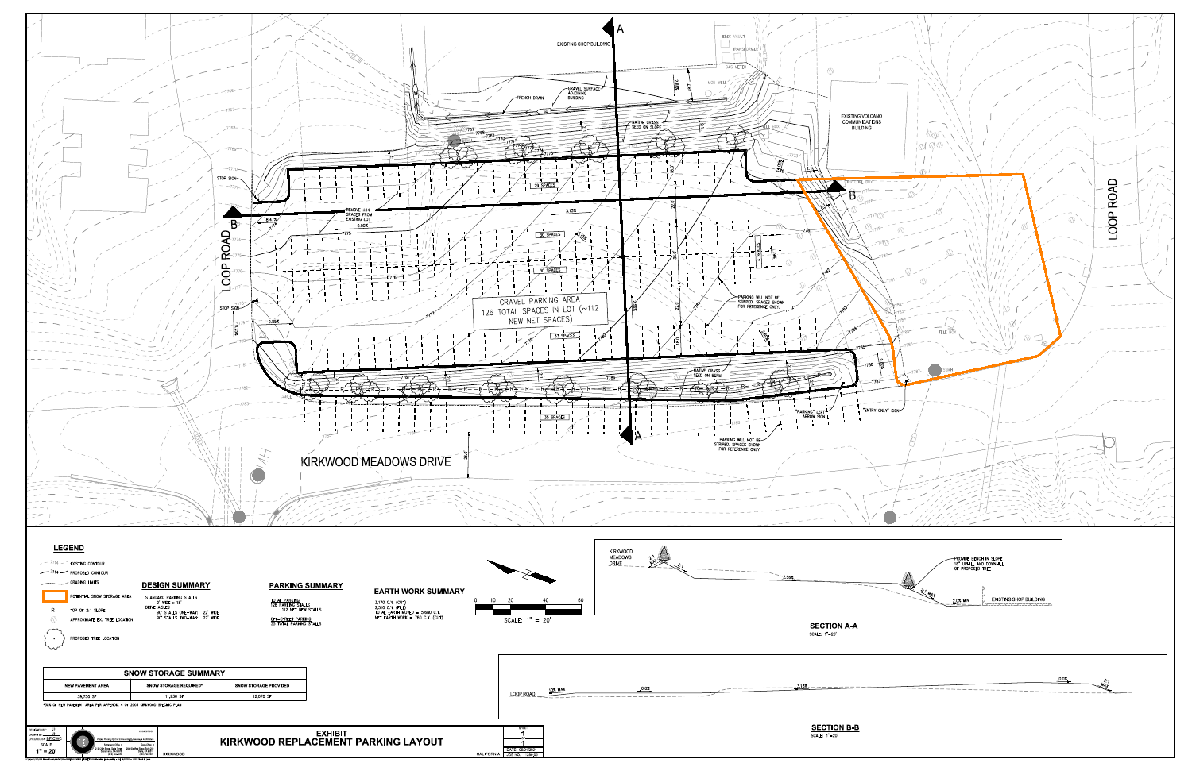# KIRKWOOD REPLACEMENT PARKING LAYOUT

EXHIBIT

EXISTING SHOP BUILDING

GRAVEL SURFACE ADJOINING BUILDING

TRENCH DRAIN

NATIVE GRASS SEED ON SLOPE

EXISTING VOLCANO COMMUNICATIONS BUILDING

LOOP ROAD

STOP SIGN

REMOVE ±14 SPACES FROM EXISTING LOT

29 SPACES

30 SPACES

30 SPACES

33 SPACES

35 SPACES

GRAVEL PARKING AREA
126 TOTAL SPACES IN LOT (~112 NEW NET SPACES)

PARKING WILL NOT BE STRIPED. SPACES SHOWN FOR REFERENCE ONLY.

NATIVE GRASS SEED ON BERM

"PARKING LEFT" ARROW SIGN

"ENTRY ONLY" SIGN

KIRKWOOD MEADOWS DRIVE

## LEGEND

- 7714 EXISTING CONTOUR
- 7714 PROPOSED CONTOUR
- GRADING LIMITS
- POTENTIAL SNOW STORAGE AREA
- R TOP OF 2:1 SLOPE
- APPROXIMATE EX. TREE LOCATION
- PROPOSED TREE LOCATION

## DESIGN SUMMARY

STANDARD PARKING STALLS
9' WIDE x 18'

DRIVE AISLES
90° STALLS ONE-WAY: 22' WIDE
90° STALLS TWO-WAY: 22' WIDE

## PARKING SUMMARY

TOTAL PARKING
126 PARKING STALLS
112 NET NEW STALLS

OFF-STREET PARKING
35 TOTAL PARKING STALLS

## EARTH WORK SUMMARY

3,170 C.Y. (CUT)
2,510 C.Y. (FILL)
TOTAL EARTH MOVED = 5,680 C.Y.
NET EARTH WORK = 760 C.Y. (CUT)

SCALE: 1" = 20'

## SNOW STORAGE SUMMARY

| NEW PAVEMENT AREA | SNOW STORAGE REQUIRED* | SNOW STORAGE PROVIDED |
|---|---|---|
| 39,753 SF | 11,930 SF | 12,070 SF |

*30% OF NEW PAVEMENT AREA PER APPENDIX 4 OF 2003 KIRKWOOD SPECIFIC PLAN

## SECTION A-A

SCALE: 1"=20'

KIRKWOOD MEADOWS DRIVE

2:1 MAX

2:1

2.56%

2:1 MAX

PROVIDE BENCH IN SLOPE 18" UPHILL AND DOWNHILL OF PROPOSED TREE

5.0% MIN

EXISTING SHOP BUILDING

## SECTION B-B

SCALE: 1"=20'

LOOP ROAD

10% MAX

0.0%

3.13%

0.0%

2:1 MAX

SCALE 1" = 20'

KIRKWOOD

CALIFORNIA

SHEET 1 / 1

DATE: 06/01/2021